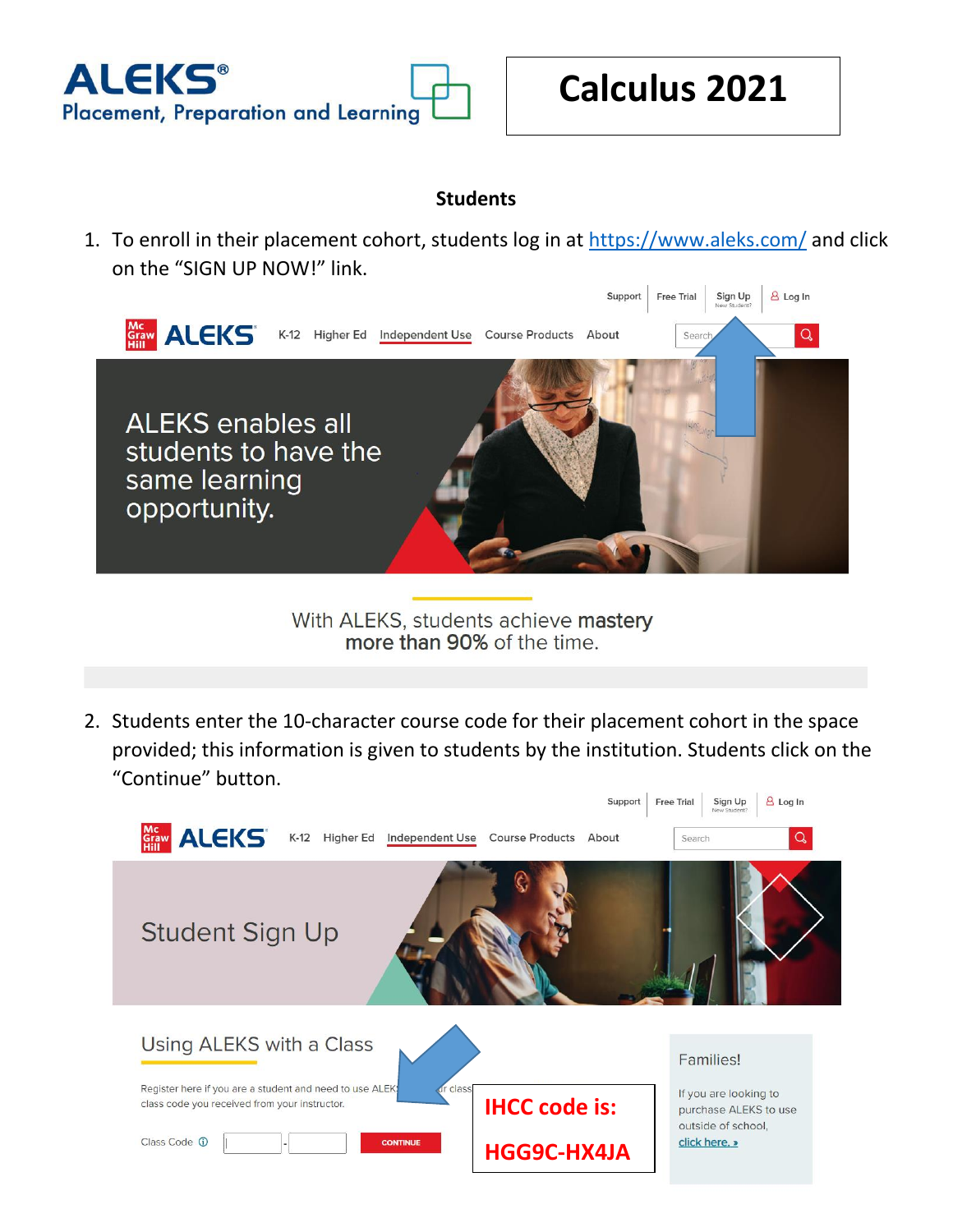ALEKS® Placement, Preparation and Learning

# Calculus 2021

## Students

1. To enroll in their placement cohort, students log in at https://www.aleks.com/ and click on the "SIGN UP NOW!" link.

2. Students enter the 10-character course code for their placement cohort in the space provided; this information is given to students by the institution. Students click on the "Continue" button.

**IHCC code is:**

**HGG9C-HX4JA**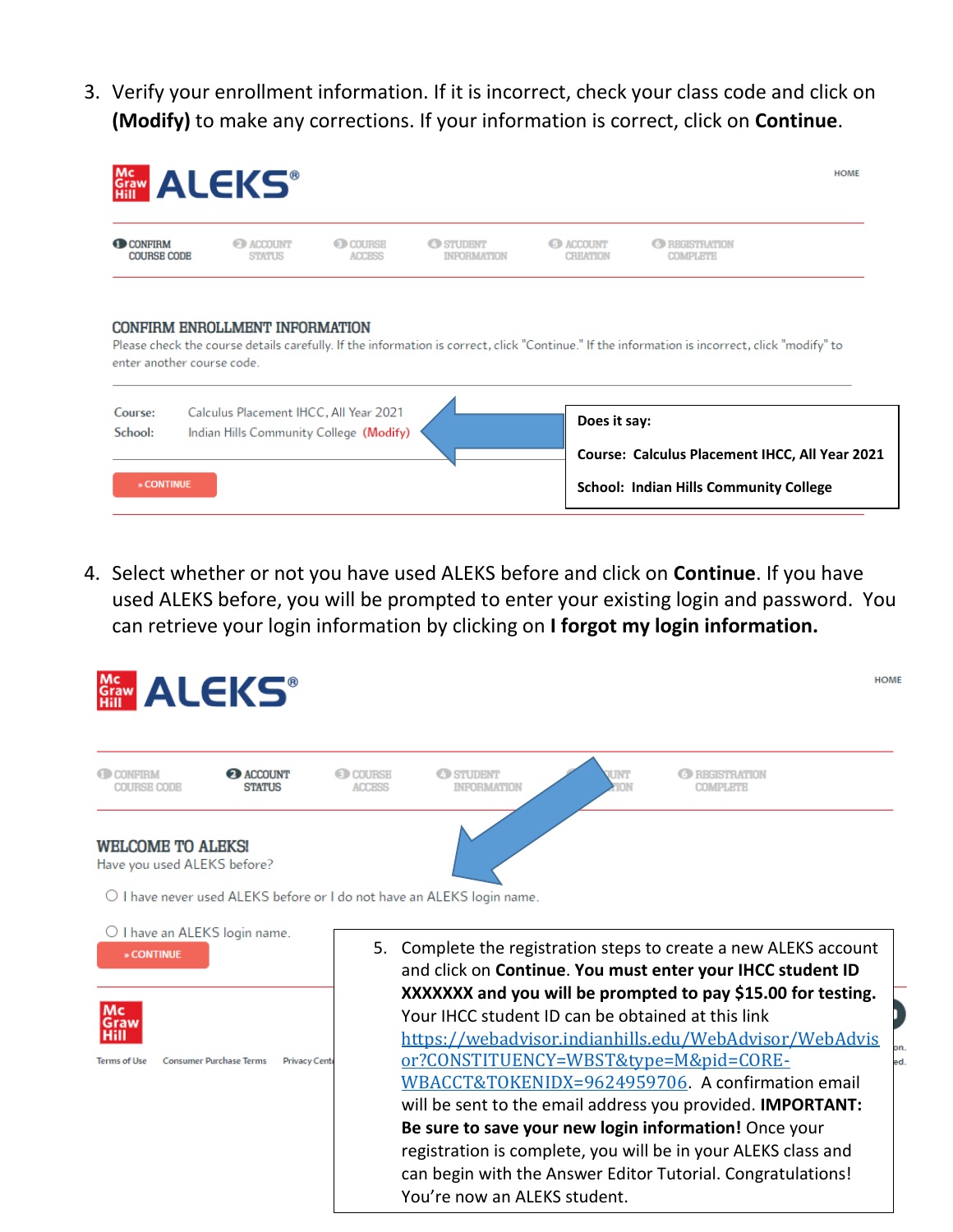3. Verify your enrollment information. If it is incorrect, check your class code and click on **(Modify)** to make any corrections. If your information is correct, click on **Continue**.

Mc Graw Hill ALEKS®

HOME

1 CONFIRM COURSE CODE | 2 ACCOUNT STATUS | 3 COURSE ACCESS | 4 STUDENT INFORMATION | 5 ACCOUNT CREATION | 6 REGISTRATION COMPLETE

CONFIRM ENROLLMENT INFORMATION

Please check the course details carefully. If the information is correct, click "Continue." If the information is incorrect, click "modify" to enter another course code.

Course: Calculus Placement IHCC, All Year 2021

School: Indian Hills Community College (Modify)

» CONTINUE

**Does it say:**

**Course: Calculus Placement IHCC, All Year 2021**

**School: Indian Hills Community College**

4. Select whether or not you have used ALEKS before and click on **Continue**. If you have used ALEKS before, you will be prompted to enter your existing login and password. You can retrieve your login information by clicking on **I forgot my login information.**

Mc Graw Hill ALEKS®

HOME

1 CONFIRM COURSE CODE | 2 ACCOUNT STATUS | 3 COURSE ACCESS | 4 STUDENT INFORMATION | 5 ACCOUNT CREATION | 6 REGISTRATION COMPLETE

WELCOME TO ALEKS!

Have you used ALEKS before?

- I have never used ALEKS before or I do not have an ALEKS login name.
- I have an ALEKS login name.

» CONTINUE

Mc Graw Hill

Terms of Use | Consumer Purchase Terms | Privacy Center

5. Complete the registration steps to create a new ALEKS account and click on **Continue**. **You must enter your IHCC student ID XXXXXXX and you will be prompted to pay $15.00 for testing.** Your IHCC student ID can be obtained at this link https://webadvisor.indianhills.edu/WebAdvisor/WebAdvisor?CONSTITUENCY=WBST&type=M&pid=CORE-WBACCT&TOKENIDX=9624959706. A confirmation email will be sent to the email address you provided. **IMPORTANT: Be sure to save your new login information!** Once your registration is complete, you will be in your ALEKS class and can begin with the Answer Editor Tutorial. Congratulations! You're now an ALEKS student.